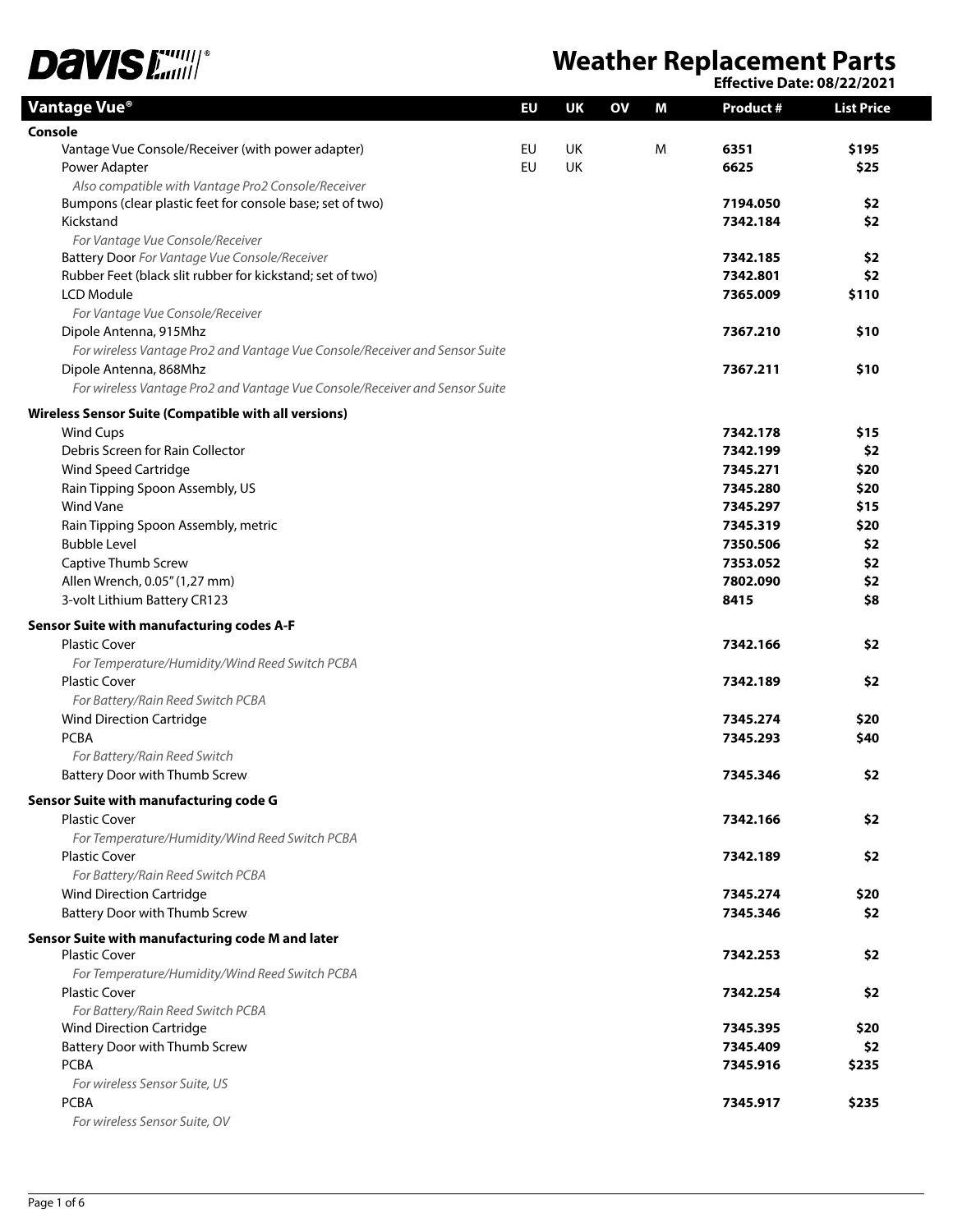# Weather Replacement Parts

**Effective Date: 08/22/2021**

| Vantage Vue® | EU | UK | OV | M | Product # | List Price |
|---|---|---|---|---|---|---|
| **Console** | | | | | | |
| Vantage Vue Console/Receiver (with power adapter) | EU | UK | | M | **6351** | **$195** |
| Power Adapter *Also compatible with Vantage Pro2 Console/Receiver* | EU | UK | | | **6625** | **$25** |
| Bumpons (clear plastic feet for console base; set of two) | | | | | **7194.050** | **$2** |
| Kickstand *For Vantage Vue Console/Receiver* | | | | | **7342.184** | **$2** |
| Battery Door *For Vantage Vue Console/Receiver* | | | | | **7342.185** | **$2** |
| Rubber Feet (black slit rubber for kickstand; set of two) | | | | | **7342.801** | **$2** |
| LCD Module *For Vantage Vue Console/Receiver* | | | | | **7365.009** | **$110** |
| Dipole Antenna, 915Mhz *For wireless Vantage Pro2 and Vantage Vue Console/Receiver and Sensor Suite* | | | | | **7367.210** | **$10** |
| Dipole Antenna, 868Mhz *For wireless Vantage Pro2 and Vantage Vue Console/Receiver and Sensor Suite* | | | | | **7367.211** | **$10** |
| **Wireless Sensor Suite (Compatible with all versions)** | | | | | | |
| Wind Cups | | | | | **7342.178** | **$15** |
| Debris Screen for Rain Collector | | | | | **7342.199** | **$2** |
| Wind Speed Cartridge | | | | | **7345.271** | **$20** |
| Rain Tipping Spoon Assembly, US | | | | | **7345.280** | **$20** |
| Wind Vane | | | | | **7345.297** | **$15** |
| Rain Tipping Spoon Assembly, metric | | | | | **7345.319** | **$20** |
| Bubble Level | | | | | **7350.506** | **$2** |
| Captive Thumb Screw | | | | | **7353.052** | **$2** |
| Allen Wrench, 0.05" (1,27 mm) | | | | | **7802.090** | **$2** |
| 3-volt Lithium Battery CR123 | | | | | **8415** | **$8** |
| **Sensor Suite with manufacturing codes A-F** | | | | | | |
| Plastic Cover *For Temperature/Humidity/Wind Reed Switch PCBA* | | | | | **7342.166** | **$2** |
| Plastic Cover *For Battery/Rain Reed Switch PCBA* | | | | | **7342.189** | **$2** |
| Wind Direction Cartridge | | | | | **7345.274** | **$20** |
| PCBA *For Battery/Rain Reed Switch* | | | | | **7345.293** | **$40** |
| Battery Door with Thumb Screw | | | | | **7345.346** | **$2** |
| **Sensor Suite with manufacturing code G** | | | | | | |
| Plastic Cover *For Temperature/Humidity/Wind Reed Switch PCBA* | | | | | **7342.166** | **$2** |
| Plastic Cover *For Battery/Rain Reed Switch PCBA* | | | | | **7342.189** | **$2** |
| Wind Direction Cartridge | | | | | **7345.274** | **$20** |
| Battery Door with Thumb Screw | | | | | **7345.346** | **$2** |
| **Sensor Suite with manufacturing code M and later** | | | | | | |
| Plastic Cover *For Temperature/Humidity/Wind Reed Switch PCBA* | | | | | **7342.253** | **$2** |
| Plastic Cover *For Battery/Rain Reed Switch PCBA* | | | | | **7342.254** | **$2** |
| Wind Direction Cartridge | | | | | **7345.395** | **$20** |
| Battery Door with Thumb Screw | | | | | **7345.409** | **$2** |
| PCBA *For wireless Sensor Suite, US* | | | | | **7345.916** | **$235** |
| PCBA *For wireless Sensor Suite, OV* | | | | | **7345.917** | **$235** |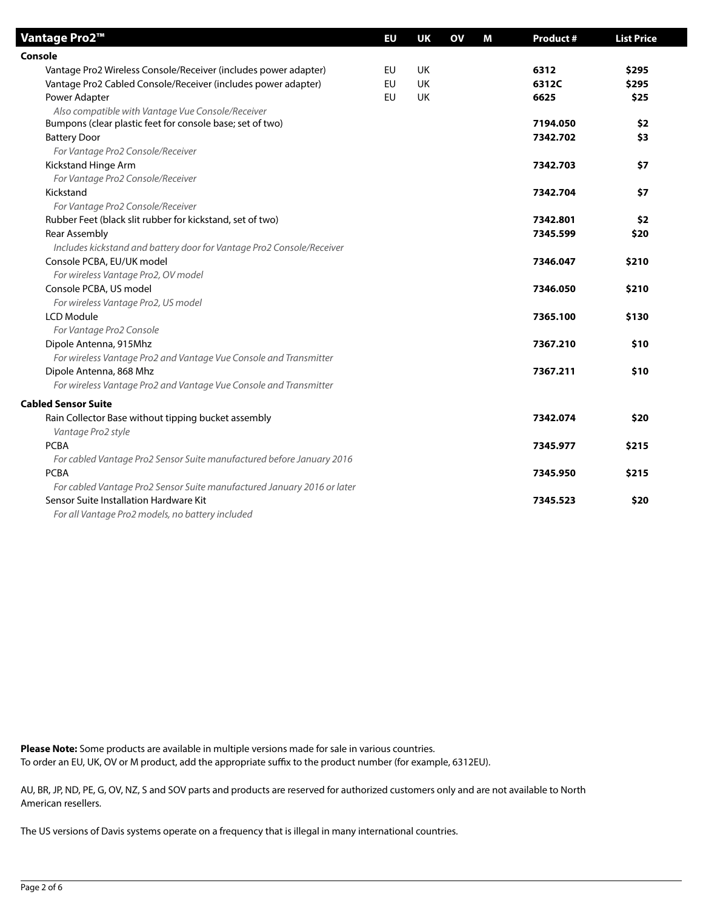| Vantage Pro2™ | EU | UK | OV | M | Product # | List Price |
|---|---|---|---|---|---|---|
| **Console** | | | | | | |
| Vantage Pro2 Wireless Console/Receiver (includes power adapter) | EU | UK | | | **6312** | **$295** |
| Vantage Pro2 Cabled Console/Receiver (includes power adapter) | EU | UK | | | **6312C** | **$295** |
| Power Adapter<br>*Also compatible with Vantage Vue Console/Receiver* | EU | UK | | | **6625** | **$25** |
| Bumpons (clear plastic feet for console base; set of two) | | | | | **7194.050** | **$2** |
| Battery Door<br>*For Vantage Pro2 Console/Receiver* | | | | | **7342.702** | **$3** |
| Kickstand Hinge Arm<br>*For Vantage Pro2 Console/Receiver* | | | | | **7342.703** | **$7** |
| Kickstand<br>*For Vantage Pro2 Console/Receiver* | | | | | **7342.704** | **$7** |
| Rubber Feet (black slit rubber for kickstand, set of two) | | | | | **7342.801** | **$2** |
| Rear Assembly<br>*Includes kickstand and battery door for Vantage Pro2 Console/Receiver* | | | | | **7345.599** | **$20** |
| Console PCBA, EU/UK model<br>*For wireless Vantage Pro2, OV model* | | | | | **7346.047** | **$210** |
| Console PCBA, US model<br>*For wireless Vantage Pro2, US model* | | | | | **7346.050** | **$210** |
| LCD Module<br>*For Vantage Pro2 Console* | | | | | **7365.100** | **$130** |
| Dipole Antenna, 915Mhz<br>*For wireless Vantage Pro2 and Vantage Vue Console and Transmitter* | | | | | **7367.210** | **$10** |
| Dipole Antenna, 868 Mhz<br>*For wireless Vantage Pro2 and Vantage Vue Console and Transmitter* | | | | | **7367.211** | **$10** |
| **Cabled Sensor Suite** | | | | | | |
| Rain Collector Base without tipping bucket assembly<br>*Vantage Pro2 style* | | | | | **7342.074** | **$20** |
| PCBA<br>*For cabled Vantage Pro2 Sensor Suite manufactured before January 2016* | | | | | **7345.977** | **$215** |
| PCBA<br>*For cabled Vantage Pro2 Sensor Suite manufactured January 2016 or later* | | | | | **7345.950** | **$215** |
| Sensor Suite Installation Hardware Kit<br>*For all Vantage Pro2 models, no battery included* | | | | | **7345.523** | **$20** |

**Please Note:** Some products are available in multiple versions made for sale in various countries.
To order an EU, UK, OV or M product, add the appropriate suffix to the product number (for example, 6312EU).

AU, BR, JP, ND, PE, G, OV, NZ, S and SOV parts and products are reserved for authorized customers only and are not available to North American resellers.

The US versions of Davis systems operate on a frequency that is illegal in many international countries.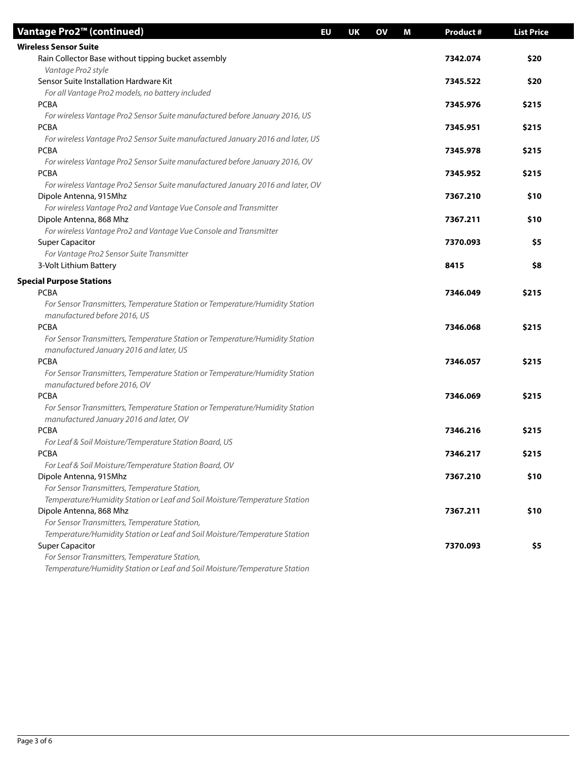| Vantage Pro2™ (continued) | EU | UK | OV | M | Product # | List Price |
|---|---|---|---|---|---|---|
| **Wireless Sensor Suite** | | | | | | |
| Rain Collector Base without tipping bucket assembly<br>*Vantage Pro2 style* | | | | | **7342.074** | **$20** |
| Sensor Suite Installation Hardware Kit<br>*For all Vantage Pro2 models, no battery included* | | | | | **7345.522** | **$20** |
| PCBA<br>*For wireless Vantage Pro2 Sensor Suite manufactured before January 2016, US* | | | | | **7345.976** | **$215** |
| PCBA<br>*For wireless Vantage Pro2 Sensor Suite manufactured January 2016 and later, US* | | | | | **7345.951** | **$215** |
| PCBA<br>*For wireless Vantage Pro2 Sensor Suite manufactured before January 2016, OV* | | | | | **7345.978** | **$215** |
| PCBA<br>*For wireless Vantage Pro2 Sensor Suite manufactured January 2016 and later, OV* | | | | | **7345.952** | **$215** |
| Dipole Antenna, 915Mhz<br>*For wireless Vantage Pro2 and Vantage Vue Console and Transmitter* | | | | | **7367.210** | **$10** |
| Dipole Antenna, 868 Mhz<br>*For wireless Vantage Pro2 and Vantage Vue Console and Transmitter* | | | | | **7367.211** | **$10** |
| Super Capacitor<br>*For Vantage Pro2 Sensor Suite Transmitter* | | | | | **7370.093** | **$5** |
| 3-Volt Lithium Battery | | | | | **8415** | **$8** |
| **Special Purpose Stations** | | | | | | |
| PCBA<br>*For Sensor Transmitters, Temperature Station or Temperature/Humidity Station manufactured before 2016, US* | | | | | **7346.049** | **$215** |
| PCBA<br>*For Sensor Transmitters, Temperature Station or Temperature/Humidity Station manufactured January 2016 and later, US* | | | | | **7346.068** | **$215** |
| PCBA<br>*For Sensor Transmitters, Temperature Station or Temperature/Humidity Station manufactured before 2016, OV* | | | | | **7346.057** | **$215** |
| PCBA<br>*For Sensor Transmitters, Temperature Station or Temperature/Humidity Station manufactured January 2016 and later, OV* | | | | | **7346.069** | **$215** |
| PCBA<br>*For Leaf & Soil Moisture/Temperature Station Board, US* | | | | | **7346.216** | **$215** |
| PCBA<br>*For Leaf & Soil Moisture/Temperature Station Board, OV* | | | | | **7346.217** | **$215** |
| Dipole Antenna, 915Mhz<br>*For Sensor Transmitters, Temperature Station, Temperature/Humidity Station or Leaf and Soil Moisture/Temperature Station* | | | | | **7367.210** | **$10** |
| Dipole Antenna, 868 Mhz<br>*For Sensor Transmitters, Temperature Station, Temperature/Humidity Station or Leaf and Soil Moisture/Temperature Station* | | | | | **7367.211** | **$10** |
| Super Capacitor<br>*For Sensor Transmitters, Temperature Station, Temperature/Humidity Station or Leaf and Soil Moisture/Temperature Station* | | | | | **7370.093** | **$5** |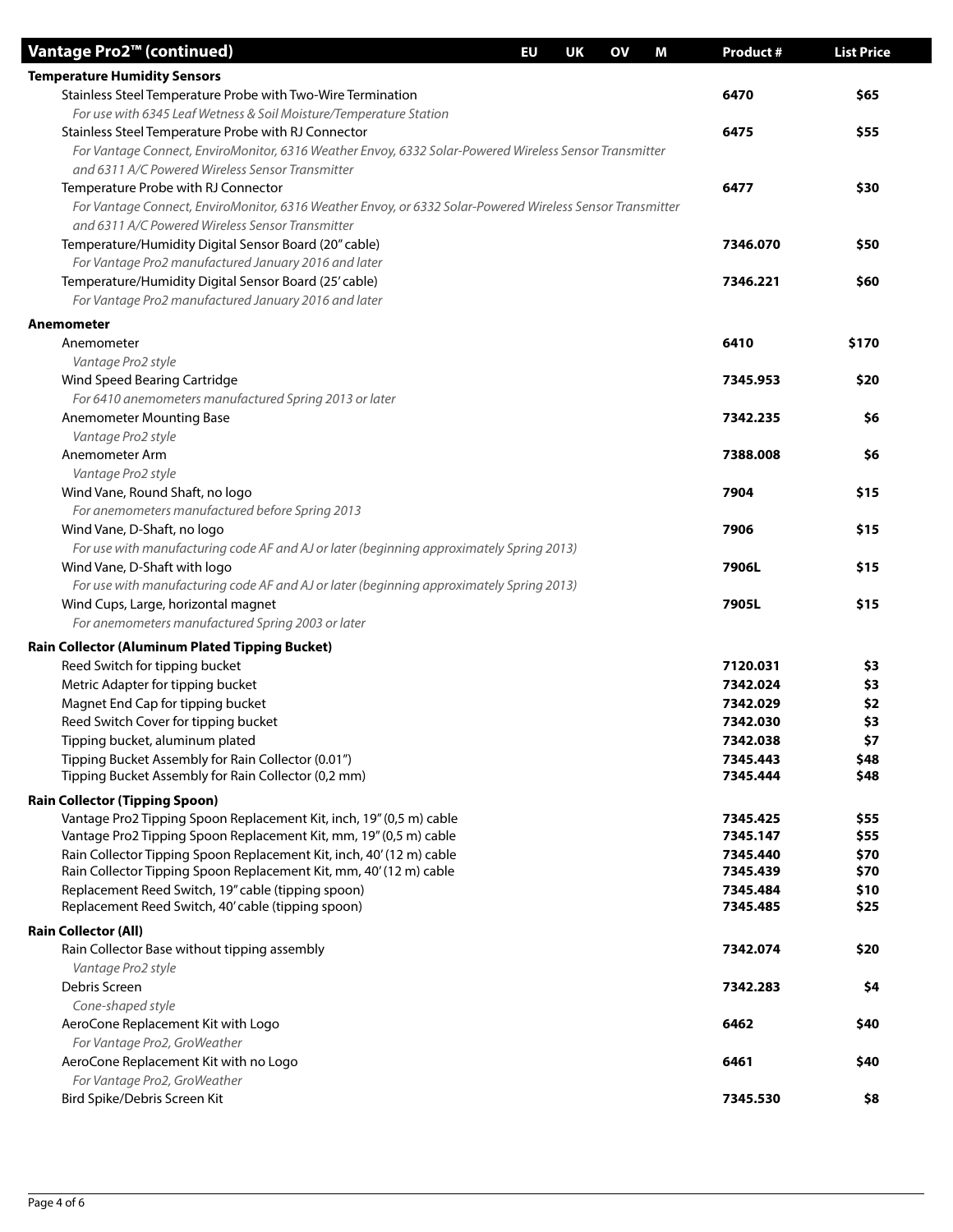| Vantage Pro2™ (continued) | EU | UK | OV | M | Product # | List Price |
|---|---|---|---|---|---|---|
| **Temperature Humidity Sensors** | | | | | | |
| Stainless Steel Temperature Probe with Two-Wire Termination<br>*For use with 6345 Leaf Wetness & Soil Moisture/Temperature Station* | | | | | **6470** | **$65** |
| Stainless Steel Temperature Probe with RJ Connector<br>*For Vantage Connect, EnviroMonitor, 6316 Weather Envoy, 6332 Solar-Powered Wireless Sensor Transmitter and 6311 A/C Powered Wireless Sensor Transmitter* | | | | | **6475** | **$55** |
| Temperature Probe with RJ Connector<br>*For Vantage Connect, EnviroMonitor, 6316 Weather Envoy, or 6332 Solar-Powered Wireless Sensor Transmitter and 6311 A/C Powered Wireless Sensor Transmitter* | | | | | **6477** | **$30** |
| Temperature/Humidity Digital Sensor Board (20" cable)<br>*For Vantage Pro2 manufactured January 2016 and later* | | | | | **7346.070** | **$50** |
| Temperature/Humidity Digital Sensor Board (25' cable)<br>*For Vantage Pro2 manufactured January 2016 and later* | | | | | **7346.221** | **$60** |
| **Anemometer** | | | | | | |
| Anemometer<br>*Vantage Pro2 style* | | | | | **6410** | **$170** |
| Wind Speed Bearing Cartridge<br>*For 6410 anemometers manufactured Spring 2013 or later* | | | | | **7345.953** | **$20** |
| Anemometer Mounting Base<br>*Vantage Pro2 style* | | | | | **7342.235** | **$6** |
| Anemometer Arm<br>*Vantage Pro2 style* | | | | | **7388.008** | **$6** |
| Wind Vane, Round Shaft, no logo<br>*For anemometers manufactured before Spring 2013* | | | | | **7904** | **$15** |
| Wind Vane, D-Shaft, no logo<br>*For use with manufacturing code AF and AJ or later (beginning approximately Spring 2013)* | | | | | **7906** | **$15** |
| Wind Vane, D-Shaft with logo<br>*For use with manufacturing code AF and AJ or later (beginning approximately Spring 2013)* | | | | | **7906L** | **$15** |
| Wind Cups, Large, horizontal magnet<br>*For anemometers manufactured Spring 2003 or later* | | | | | **7905L** | **$15** |
| **Rain Collector (Aluminum Plated Tipping Bucket)** | | | | | | |
| Reed Switch for tipping bucket | | | | | **7120.031** | **$3** |
| Metric Adapter for tipping bucket | | | | | **7342.024** | **$3** |
| Magnet End Cap for tipping bucket | | | | | **7342.029** | **$2** |
| Reed Switch Cover for tipping bucket | | | | | **7342.030** | **$3** |
| Tipping bucket, aluminum plated | | | | | **7342.038** | **$7** |
| Tipping Bucket Assembly for Rain Collector (0.01") | | | | | **7345.443** | **$48** |
| Tipping Bucket Assembly for Rain Collector (0,2 mm) | | | | | **7345.444** | **$48** |
| **Rain Collector (Tipping Spoon)** | | | | | | |
| Vantage Pro2 Tipping Spoon Replacement Kit, inch, 19" (0,5 m) cable | | | | | **7345.425** | **$55** |
| Vantage Pro2 Tipping Spoon Replacement Kit, mm, 19" (0,5 m) cable | | | | | **7345.147** | **$55** |
| Rain Collector Tipping Spoon Replacement Kit, inch, 40' (12 m) cable | | | | | **7345.440** | **$70** |
| Rain Collector Tipping Spoon Replacement Kit, mm, 40' (12 m) cable | | | | | **7345.439** | **$70** |
| Replacement Reed Switch, 19" cable (tipping spoon) | | | | | **7345.484** | **$10** |
| Replacement Reed Switch, 40' cable (tipping spoon) | | | | | **7345.485** | **$25** |
| **Rain Collector (All)** | | | | | | |
| Rain Collector Base without tipping assembly<br>*Vantage Pro2 style* | | | | | **7342.074** | **$20** |
| Debris Screen<br>*Cone-shaped style* | | | | | **7342.283** | **$4** |
| AeroCone Replacement Kit with Logo<br>*For Vantage Pro2, GroWeather* | | | | | **6462** | **$40** |
| AeroCone Replacement Kit with no Logo<br>*For Vantage Pro2, GroWeather* | | | | | **6461** | **$40** |
| Bird Spike/Debris Screen Kit | | | | | **7345.530** | **$8** |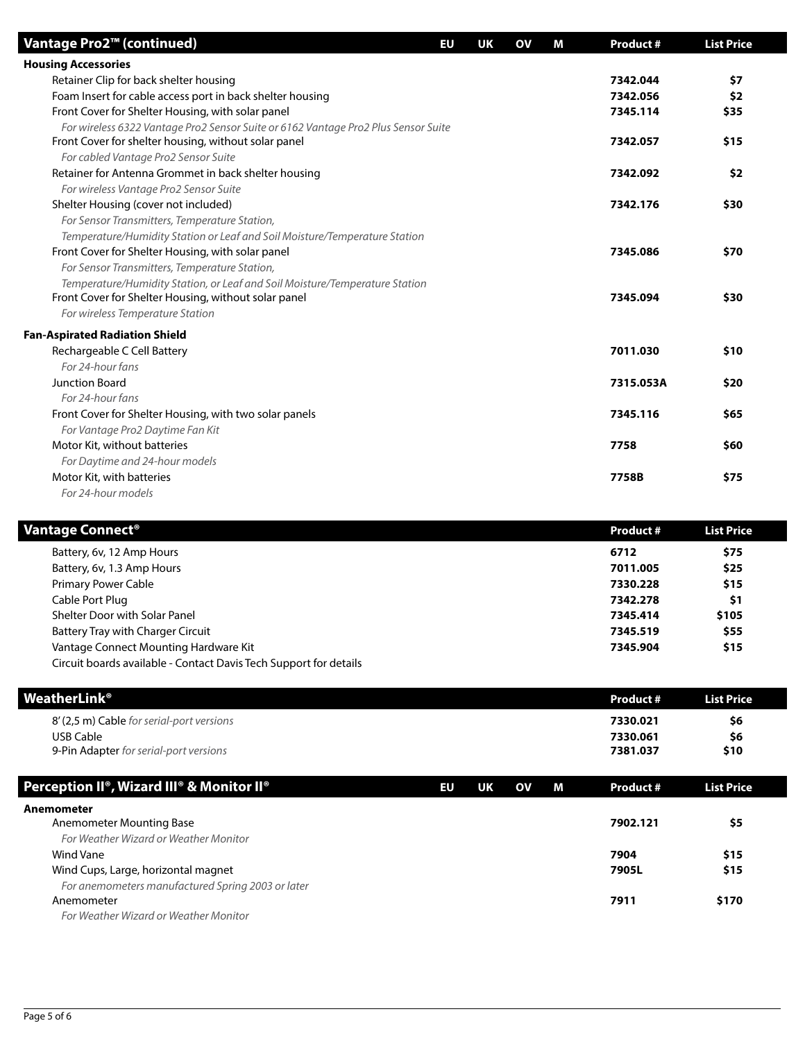## Vantage Pro2™ (continued)

| | EU | UK | OV | M | Product # | List Price |
|---|---|---|---|---|---|---|
| **Housing Accessories** | | | | | | |
| Retainer Clip for back shelter housing | | | | | **7342.044** | **$7** |
| Foam Insert for cable access port in back shelter housing | | | | | **7342.056** | **$2** |
| Front Cover for Shelter Housing, with solar panel<br>*For wireless 6322 Vantage Pro2 Sensor Suite or 6162 Vantage Pro2 Plus Sensor Suite* | | | | | **7345.114** | **$35** |
| Front Cover for shelter housing, without solar panel<br>*For cabled Vantage Pro2 Sensor Suite* | | | | | **7342.057** | **$15** |
| Retainer for Antenna Grommet in back shelter housing<br>*For wireless Vantage Pro2 Sensor Suite* | | | | | **7342.092** | **$2** |
| Shelter Housing (cover not included)<br>*For Sensor Transmitters, Temperature Station, Temperature/Humidity Station or Leaf and Soil Moisture/Temperature Station* | | | | | **7342.176** | **$30** |
| Front Cover for Shelter Housing, with solar panel<br>*For Sensor Transmitters, Temperature Station, Temperature/Humidity Station, or Leaf and Soil Moisture/Temperature Station* | | | | | **7345.086** | **$70** |
| Front Cover for Shelter Housing, without solar panel<br>*For wireless Temperature Station* | | | | | **7345.094** | **$30** |
| **Fan-Aspirated Radiation Shield** | | | | | | |
| Rechargeable C Cell Battery<br>*For 24-hour fans* | | | | | **7011.030** | **$10** |
| Junction Board<br>*For 24-hour fans* | | | | | **7315.053A** | **$20** |
| Front Cover for Shelter Housing, with two solar panels<br>*For Vantage Pro2 Daytime Fan Kit* | | | | | **7345.116** | **$65** |
| Motor Kit, without batteries<br>*For Daytime and 24-hour models* | | | | | **7758** | **$60** |
| Motor Kit, with batteries<br>*For 24-hour models* | | | | | **7758B** | **$75** |

## Vantage Connect®

| | Product # | List Price |
|---|---|---|
| Battery, 6v, 12 Amp Hours | **6712** | **$75** |
| Battery, 6v, 1.3 Amp Hours | **7011.005** | **$25** |
| Primary Power Cable | **7330.228** | **$15** |
| Cable Port Plug | **7342.278** | **$1** |
| Shelter Door with Solar Panel | **7345.414** | **$105** |
| Battery Tray with Charger Circuit | **7345.519** | **$55** |
| Vantage Connect Mounting Hardware Kit | **7345.904** | **$15** |
| Circuit boards available - Contact Davis Tech Support for details | | |

## WeatherLink®

| | Product # | List Price |
|---|---|---|
| 8' (2,5 m) Cable *for serial-port versions* | **7330.021** | **$6** |
| USB Cable | **7330.061** | **$6** |
| 9-Pin Adapter *for serial-port versions* | **7381.037** | **$10** |

## Perception II®, Wizard III® & Monitor II®

| | EU | UK | OV | M | Product # | List Price |
|---|---|---|---|---|---|---|
| **Anemometer** | | | | | | |
| Anemometer Mounting Base<br>*For Weather Wizard or Weather Monitor* | | | | | **7902.121** | **$5** |
| Wind Vane | | | | | **7904** | **$15** |
| Wind Cups, Large, horizontal magnet<br>*For anemometers manufactured Spring 2003 or later* | | | | | **7905L** | **$15** |
| Anemometer<br>*For Weather Wizard or Weather Monitor* | | | | | **7911** | **$170** |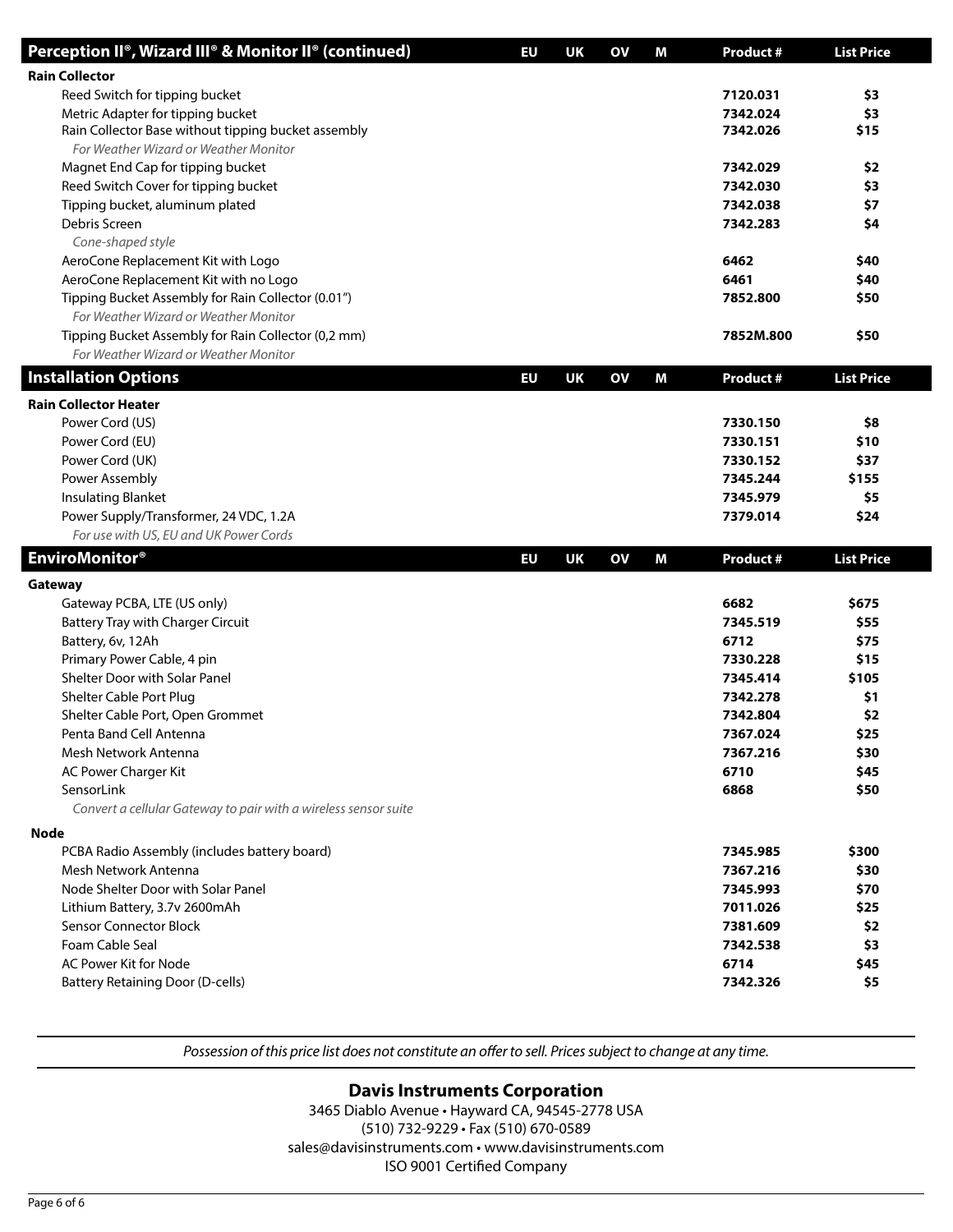| Perception II®, Wizard III® & Monitor II® (continued) | EU | UK | OV | M | Product # | List Price |
|---|---|---|---|---|---|---|
| **Rain Collector** | | | | | | |
| Reed Switch for tipping bucket | | | | | **7120.031** | **$3** |
| Metric Adapter for tipping bucket | | | | | **7342.024** | **$3** |
| Rain Collector Base without tipping bucket assembly<br>*For Weather Wizard or Weather Monitor* | | | | | **7342.026** | **$15** |
| Magnet End Cap for tipping bucket | | | | | **7342.029** | **$2** |
| Reed Switch Cover for tipping bucket | | | | | **7342.030** | **$3** |
| Tipping bucket, aluminum plated | | | | | **7342.038** | **$7** |
| Debris Screen<br>*Cone-shaped style* | | | | | **7342.283** | **$4** |
| AeroCone Replacement Kit with Logo | | | | | **6462** | **$40** |
| AeroCone Replacement Kit with no Logo | | | | | **6461** | **$40** |
| Tipping Bucket Assembly for Rain Collector (0.01")<br>*For Weather Wizard or Weather Monitor* | | | | | **7852.800** | **$50** |
| Tipping Bucket Assembly for Rain Collector (0,2 mm)<br>*For Weather Wizard or Weather Monitor* | | | | | **7852M.800** | **$50** |

| Installation Options | EU | UK | OV | M | Product # | List Price |
|---|---|---|---|---|---|---|
| **Rain Collector Heater** | | | | | | |
| Power Cord (US) | | | | | **7330.150** | **$8** |
| Power Cord (EU) | | | | | **7330.151** | **$10** |
| Power Cord (UK) | | | | | **7330.152** | **$37** |
| Power Assembly | | | | | **7345.244** | **$155** |
| Insulating Blanket | | | | | **7345.979** | **$5** |
| Power Supply/Transformer, 24 VDC, 1.2A<br>*For use with US, EU and UK Power Cords* | | | | | **7379.014** | **$24** |

| EnviroMonitor® | EU | UK | OV | M | Product # | List Price |
|---|---|---|---|---|---|---|
| **Gateway** | | | | | | |
| Gateway PCBA, LTE (US only) | | | | | **6682** | **$675** |
| Battery Tray with Charger Circuit | | | | | **7345.519** | **$55** |
| Battery, 6v, 12Ah | | | | | **6712** | **$75** |
| Primary Power Cable, 4 pin | | | | | **7330.228** | **$15** |
| Shelter Door with Solar Panel | | | | | **7345.414** | **$105** |
| Shelter Cable Port Plug | | | | | **7342.278** | **$1** |
| Shelter Cable Port, Open Grommet | | | | | **7342.804** | **$2** |
| Penta Band Cell Antenna | | | | | **7367.024** | **$25** |
| Mesh Network Antenna | | | | | **7367.216** | **$30** |
| AC Power Charger Kit | | | | | **6710** | **$45** |
| SensorLink<br>*Convert a cellular Gateway to pair with a wireless sensor suite* | | | | | **6868** | **$50** |
| **Node** | | | | | | |
| PCBA Radio Assembly (includes battery board) | | | | | **7345.985** | **$300** |
| Mesh Network Antenna | | | | | **7367.216** | **$30** |
| Node Shelter Door with Solar Panel | | | | | **7345.993** | **$70** |
| Lithium Battery, 3.7v 2600mAh | | | | | **7011.026** | **$25** |
| Sensor Connector Block | | | | | **7381.609** | **$2** |
| Foam Cable Seal | | | | | **7342.538** | **$3** |
| AC Power Kit for Node | | | | | **6714** | **$45** |
| Battery Retaining Door (D-cells) | | | | | **7342.326** | **$5** |

*Possession of this price list does not constitute an offer to sell. Prices subject to change at any time.*

**Davis Instruments Corporation**

3465 Diablo Avenue • Hayward CA, 94545-2778 USA
(510) 732-9229 • Fax (510) 670-0589
sales@davisinstruments.com • www.davisinstruments.com
ISO 9001 Certified Company